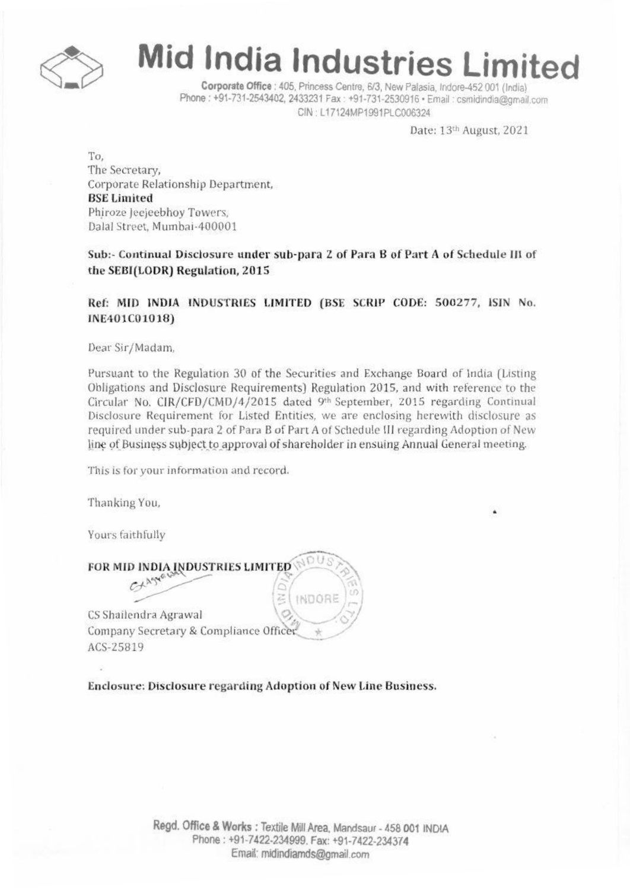# Mid India Industries Limited

**Corporate Office** : 405, Princess Centre, 6/3, New Palasia, Indore-452 001 (India)
Phone : +91-731-2543402, 2433231 Fax : +91-731-2530916 • Email : csmidindia@gmail.com
CIN : L17124MP1991PLC006324

Date: 13th August, 2021

To,
The Secretary,
Corporate Relationship Department,
**BSE Limited**
Phiroze Jeejeebhoy Towers,
Dalal Street, Mumbai-400001

**Sub:- Continual Disclosure under sub-para 2 of Para B of Part A of Schedule III of the SEBI(LODR) Regulation, 2015**

**Ref: MID INDIA INDUSTRIES LIMITED (BSE SCRIP CODE: 500277, ISIN No. INE401C01018)**

Dear Sir/Madam,

Pursuant to the Regulation 30 of the Securities and Exchange Board of India (Listing Obligations and Disclosure Requirements) Regulation 2015, and with reference to the Circular No. CIR/CFD/CMD/4/2015 dated 9th September, 2015 regarding Continual Disclosure Requirement for Listed Entities, we are enclosing herewith disclosure as required under sub-para 2 of Para B of Part A of Schedule III regarding Adoption of New line of Business subject to approval of shareholder in ensuing Annual General meeting.

This is for your information and record.

Thanking You,

Yours faithfully

**FOR MID INDIA INDUSTRIES LIMITED**

CS Shailendra Agrawal
Company Secretary & Compliance Officer
ACS-25819

**Enclosure: Disclosure regarding Adoption of New Line Business.**

Regd. Office & Works : Textile Mill Area, Mandsaur - 458 001 INDIA
Phone : +91-7422-234999, Fax: +91-7422-234374
Email: midindiamds@gmail.com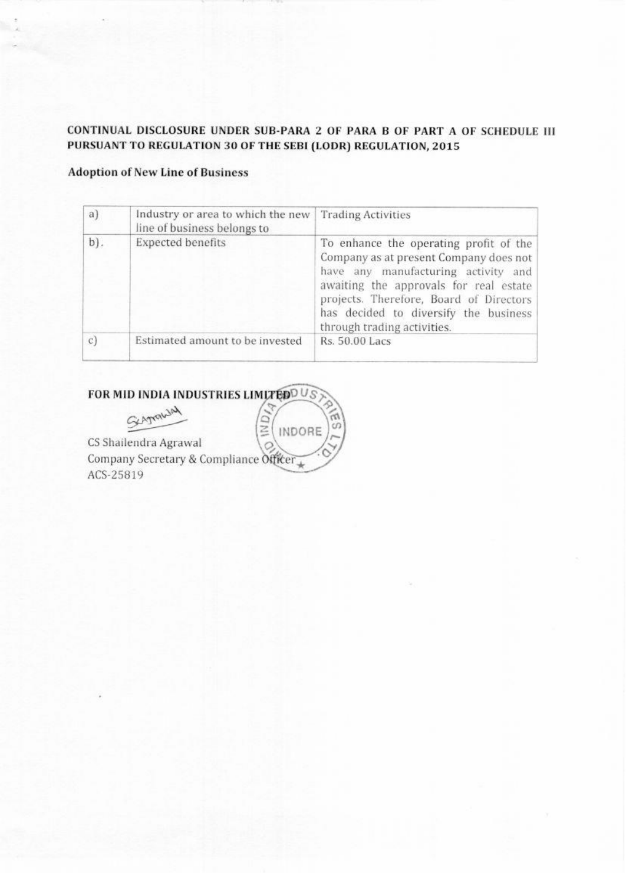**CONTINUAL DISCLOSURE UNDER SUB-PARA 2 OF PARA B OF PART A OF SCHEDULE III PURSUANT TO REGULATION 30 OF THE SEBI (LODR) REGULATION, 2015**

**Adoption of New Line of Business**

| | | |
|---|---|---|
| a) | Industry or area to which the new line of business belongs to | Trading Activities |
| b). | Expected benefits | To enhance the operating profit of the Company as at present Company does not have any manufacturing activity and awaiting the approvals for real estate projects. Therefore, Board of Directors has decided to diversify the business through trading activities. |
| c) | Estimated amount to be invested | Rs. 50.00 Lacs |

**FOR MID INDIA INDUSTRIES LIMITED**

CS Shailendra Agrawal
Company Secretary & Compliance Officer
ACS-25819